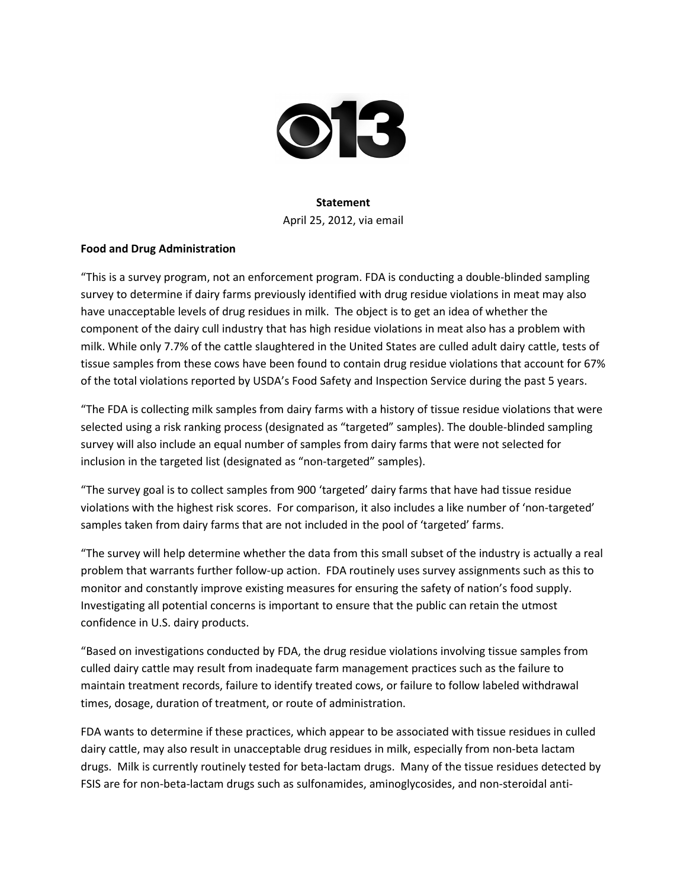**Statement**

April 25, 2012, via email

**Food and Drug Administration**

"This is a survey program, not an enforcement program. FDA is conducting a double-blinded sampling survey to determine if dairy farms previously identified with drug residue violations in meat may also have unacceptable levels of drug residues in milk. The object is to get an idea of whether the component of the dairy cull industry that has high residue violations in meat also has a problem with milk. While only 7.7% of the cattle slaughtered in the United States are culled adult dairy cattle, tests of tissue samples from these cows have been found to contain drug residue violations that account for 67% of the total violations reported by USDA's Food Safety and Inspection Service during the past 5 years.

"The FDA is collecting milk samples from dairy farms with a history of tissue residue violations that were selected using a risk ranking process (designated as "targeted" samples). The double-blinded sampling survey will also include an equal number of samples from dairy farms that were not selected for inclusion in the targeted list (designated as "non-targeted" samples).

"The survey goal is to collect samples from 900 'targeted' dairy farms that have had tissue residue violations with the highest risk scores. For comparison, it also includes a like number of 'non-targeted' samples taken from dairy farms that are not included in the pool of 'targeted' farms.

"The survey will help determine whether the data from this small subset of the industry is actually a real problem that warrants further follow-up action. FDA routinely uses survey assignments such as this to monitor and constantly improve existing measures for ensuring the safety of nation's food supply. Investigating all potential concerns is important to ensure that the public can retain the utmost confidence in U.S. dairy products.

"Based on investigations conducted by FDA, the drug residue violations involving tissue samples from culled dairy cattle may result from inadequate farm management practices such as the failure to maintain treatment records, failure to identify treated cows, or failure to follow labeled withdrawal times, dosage, duration of treatment, or route of administration.

FDA wants to determine if these practices, which appear to be associated with tissue residues in culled dairy cattle, may also result in unacceptable drug residues in milk, especially from non-beta lactam drugs. Milk is currently routinely tested for beta-lactam drugs. Many of the tissue residues detected by FSIS are for non-beta-lactam drugs such as sulfonamides, aminoglycosides, and non-steroidal anti-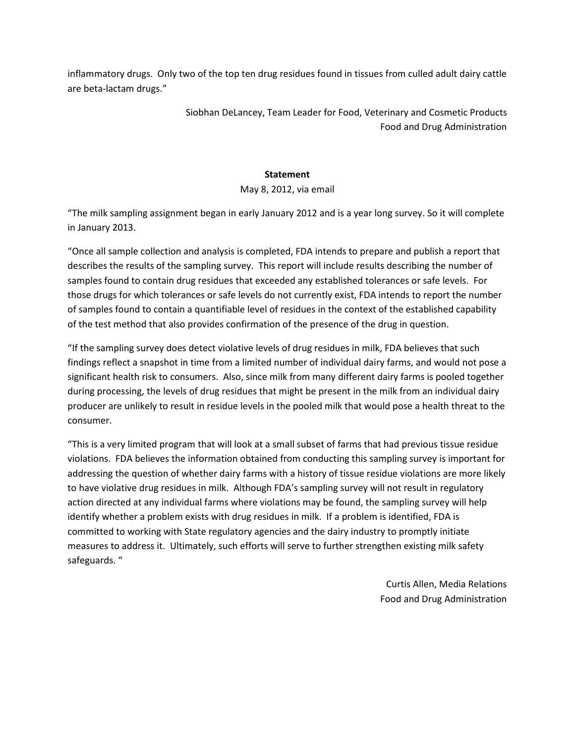inflammatory drugs. Only two of the top ten drug residues found in tissues from culled adult dairy cattle are beta-lactam drugs."

Siobhan DeLancey, Team Leader for Food, Veterinary and Cosmetic Products
Food and Drug Administration

**Statement**

May 8, 2012, via email

"The milk sampling assignment began in early January 2012 and is a year long survey. So it will complete in January 2013.

"Once all sample collection and analysis is completed, FDA intends to prepare and publish a report that describes the results of the sampling survey. This report will include results describing the number of samples found to contain drug residues that exceeded any established tolerances or safe levels. For those drugs for which tolerances or safe levels do not currently exist, FDA intends to report the number of samples found to contain a quantifiable level of residues in the context of the established capability of the test method that also provides confirmation of the presence of the drug in question.

"If the sampling survey does detect violative levels of drug residues in milk, FDA believes that such findings reflect a snapshot in time from a limited number of individual dairy farms, and would not pose a significant health risk to consumers. Also, since milk from many different dairy farms is pooled together during processing, the levels of drug residues that might be present in the milk from an individual dairy producer are unlikely to result in residue levels in the pooled milk that would pose a health threat to the consumer.

"This is a very limited program that will look at a small subset of farms that had previous tissue residue violations. FDA believes the information obtained from conducting this sampling survey is important for addressing the question of whether dairy farms with a history of tissue residue violations are more likely to have violative drug residues in milk. Although FDA's sampling survey will not result in regulatory action directed at any individual farms where violations may be found, the sampling survey will help identify whether a problem exists with drug residues in milk. If a problem is identified, FDA is committed to working with State regulatory agencies and the dairy industry to promptly initiate measures to address it. Ultimately, such efforts will serve to further strengthen existing milk safety safeguards. "

Curtis Allen, Media Relations
Food and Drug Administration